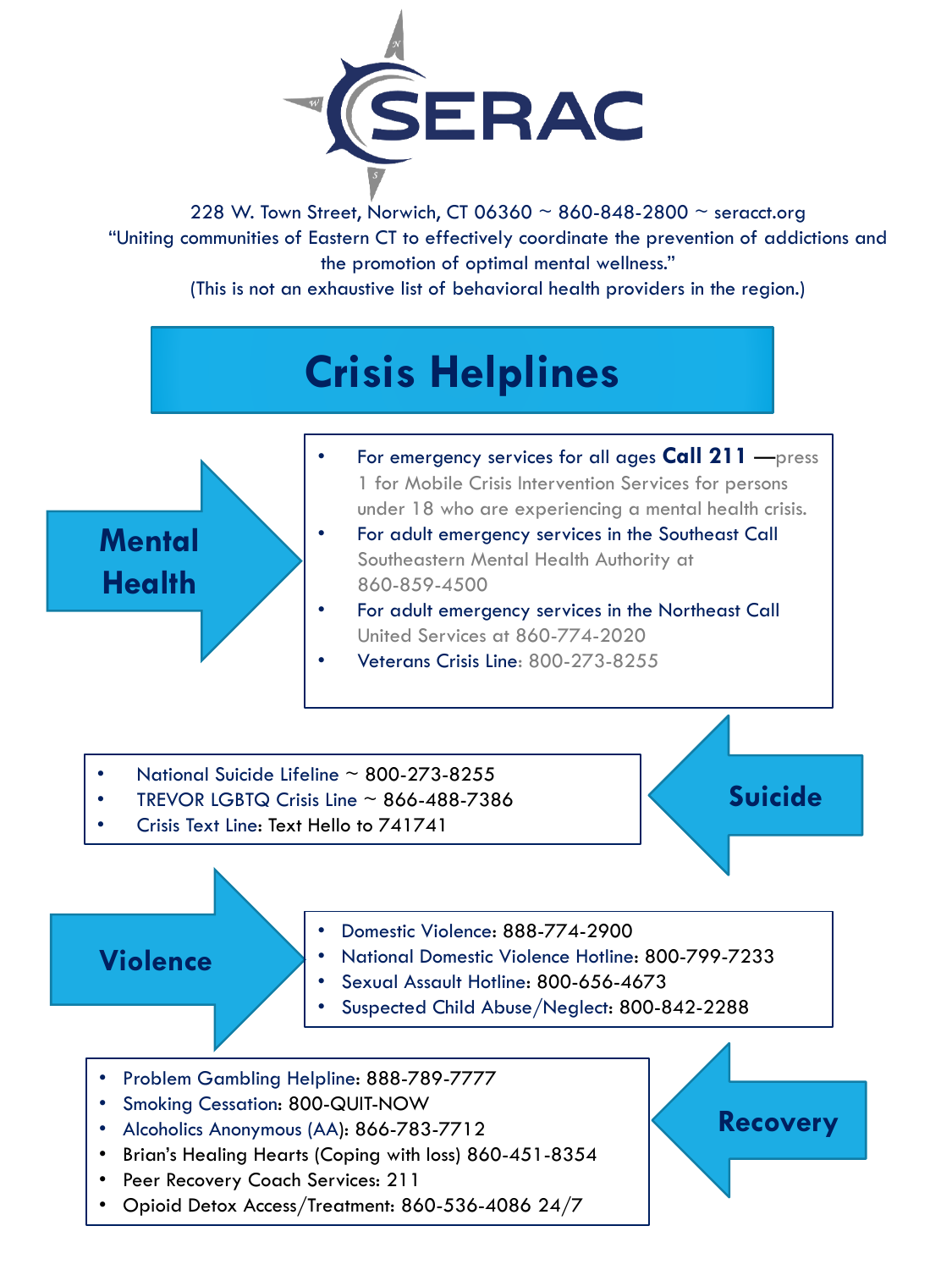# SERAC

228 W. Town Street, Norwich, CT 06360 ~ 860-848-2800 ~ seracct.org

"Uniting communities of Eastern CT to effectively coordinate the prevention of addictions and the promotion of optimal mental wellness."

(This is not an exhaustive list of behavioral health providers in the region.)

## Crisis Helplines

### Mental Health

- For emergency services for all ages **Call 211** —press 1 for Mobile Crisis Intervention Services for persons under 18 who are experiencing a mental health crisis.
- For adult emergency services in the Southeast Call Southeastern Mental Health Authority at 860-859-4500
- For adult emergency services in the Northeast Call United Services at 860-774-2020
- Veterans Crisis Line: 800-273-8255

### Suicide

- National Suicide Lifeline ~ 800-273-8255
- TREVOR LGBTQ Crisis Line ~ 866-488-7386
- Crisis Text Line: Text Hello to 741741

### Violence

- Domestic Violence: 888-774-2900
- National Domestic Violence Hotline: 800-799-7233
- Sexual Assault Hotline: 800-656-4673
- Suspected Child Abuse/Neglect: 800-842-2288

### Recovery

- Problem Gambling Helpline: 888-789-7777
- Smoking Cessation: 800-QUIT-NOW
- Alcoholics Anonymous (AA): 866-783-7712
- Brian's Healing Hearts (Coping with loss) 860-451-8354
- Peer Recovery Coach Services: 211
- Opioid Detox Access/Treatment: 860-536-4086 24/7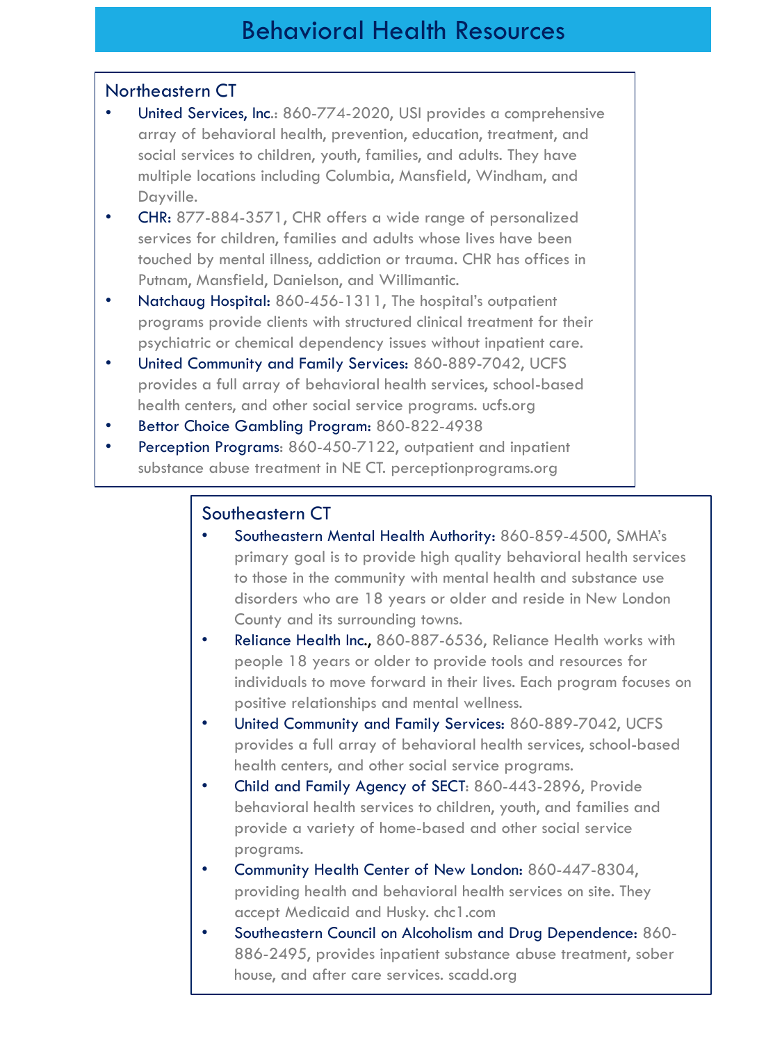# Behavioral Health Resources

## Northeastern CT

- **United Services, Inc.**: 860-774-2020, USI provides a comprehensive array of behavioral health, prevention, education, treatment, and social services to children, youth, families, and adults. They have multiple locations including Columbia, Mansfield, Windham, and Dayville.
- **CHR:** 877-884-3571, CHR offers a wide range of personalized services for children, families and adults whose lives have been touched by mental illness, addiction or trauma. CHR has offices in Putnam, Mansfield, Danielson, and Willimantic.
- **Natchaug Hospital:** 860-456-1311, The hospital's outpatient programs provide clients with structured clinical treatment for their psychiatric or chemical dependency issues without inpatient care.
- **United Community and Family Services:** 860-889-7042, UCFS provides a full array of behavioral health services, school-based health centers, and other social service programs. ucfs.org
- **Bettor Choice Gambling Program:** 860-822-4938
- **Perception Programs**: 860-450-7122, outpatient and inpatient substance abuse treatment in NE CT. perceptionprograms.org

## Southeastern CT

- **Southeastern Mental Health Authority:** 860-859-4500, SMHA's primary goal is to provide high quality behavioral health services to those in the community with mental health and substance use disorders who are 18 years or older and reside in New London County and its surrounding towns.
- **Reliance Health Inc.,** 860-887-6536, Reliance Health works with people 18 years or older to provide tools and resources for individuals to move forward in their lives. Each program focuses on positive relationships and mental wellness.
- **United Community and Family Services:** 860-889-7042, UCFS provides a full array of behavioral health services, school-based health centers, and other social service programs.
- **Child and Family Agency of SECT**: 860-443-2896, Provide behavioral health services to children, youth, and families and provide a variety of home-based and other social service programs.
- **Community Health Center of New London:** 860-447-8304, providing health and behavioral health services on site. They accept Medicaid and Husky. chc1.com
- **Southeastern Council on Alcoholism and Drug Dependence:** 860-886-2495, provides inpatient substance abuse treatment, sober house, and after care services. scadd.org